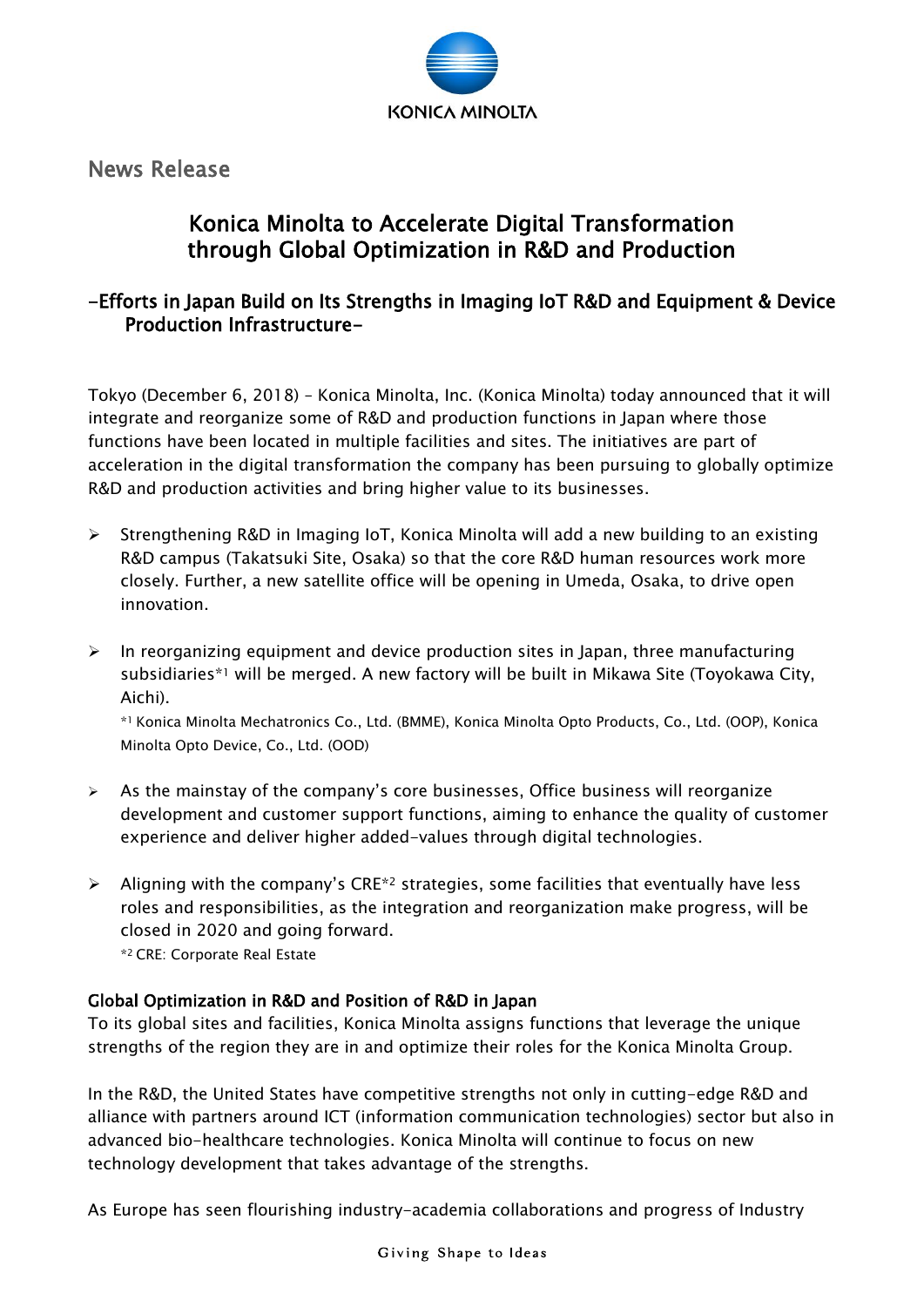KONICA MINOLTA

News Release

# Konica Minolta to Accelerate Digital Transformation through Global Optimization in R&D and Production

## -Efforts in Japan Build on Its Strengths in Imaging IoT R&D and Equipment & Device Production Infrastructure-

Tokyo (December 6, 2018) – Konica Minolta, Inc. (Konica Minolta) today announced that it will integrate and reorganize some of R&D and production functions in Japan where those functions have been located in multiple facilities and sites. The initiatives are part of acceleration in the digital transformation the company has been pursuing to globally optimize R&D and production activities and bring higher value to its businesses.

- Strengthening R&D in Imaging IoT, Konica Minolta will add a new building to an existing R&D campus (Takatsuki Site, Osaka) so that the core R&D human resources work more closely. Further, a new satellite office will be opening in Umeda, Osaka, to drive open innovation.

- In reorganizing equipment and device production sites in Japan, three manufacturing subsidiaries*[1] will be merged. A new factory will be built in Mikawa Site (Toyokawa City, Aichi).

  *[1] Konica Minolta Mechatronics Co., Ltd. (BMME), Konica Minolta Opto Products, Co., Ltd. (OOP), Konica Minolta Opto Device, Co., Ltd. (OOD)

- As the mainstay of the company's core businesses, Office business will reorganize development and customer support functions, aiming to enhance the quality of customer experience and deliver higher added-values through digital technologies.

- Aligning with the company's CRE*[2] strategies, some facilities that eventually have less roles and responsibilities, as the integration and reorganization make progress, will be closed in 2020 and going forward.

  *[2] CRE: Corporate Real Estate

### Global Optimization in R&D and Position of R&D in Japan

To its global sites and facilities, Konica Minolta assigns functions that leverage the unique strengths of the region they are in and optimize their roles for the Konica Minolta Group.

In the R&D, the United States have competitive strengths not only in cutting-edge R&D and alliance with partners around ICT (information communication technologies) sector but also in advanced bio-healthcare technologies. Konica Minolta will continue to focus on new technology development that takes advantage of the strengths.

As Europe has seen flourishing industry-academia collaborations and progress of Industry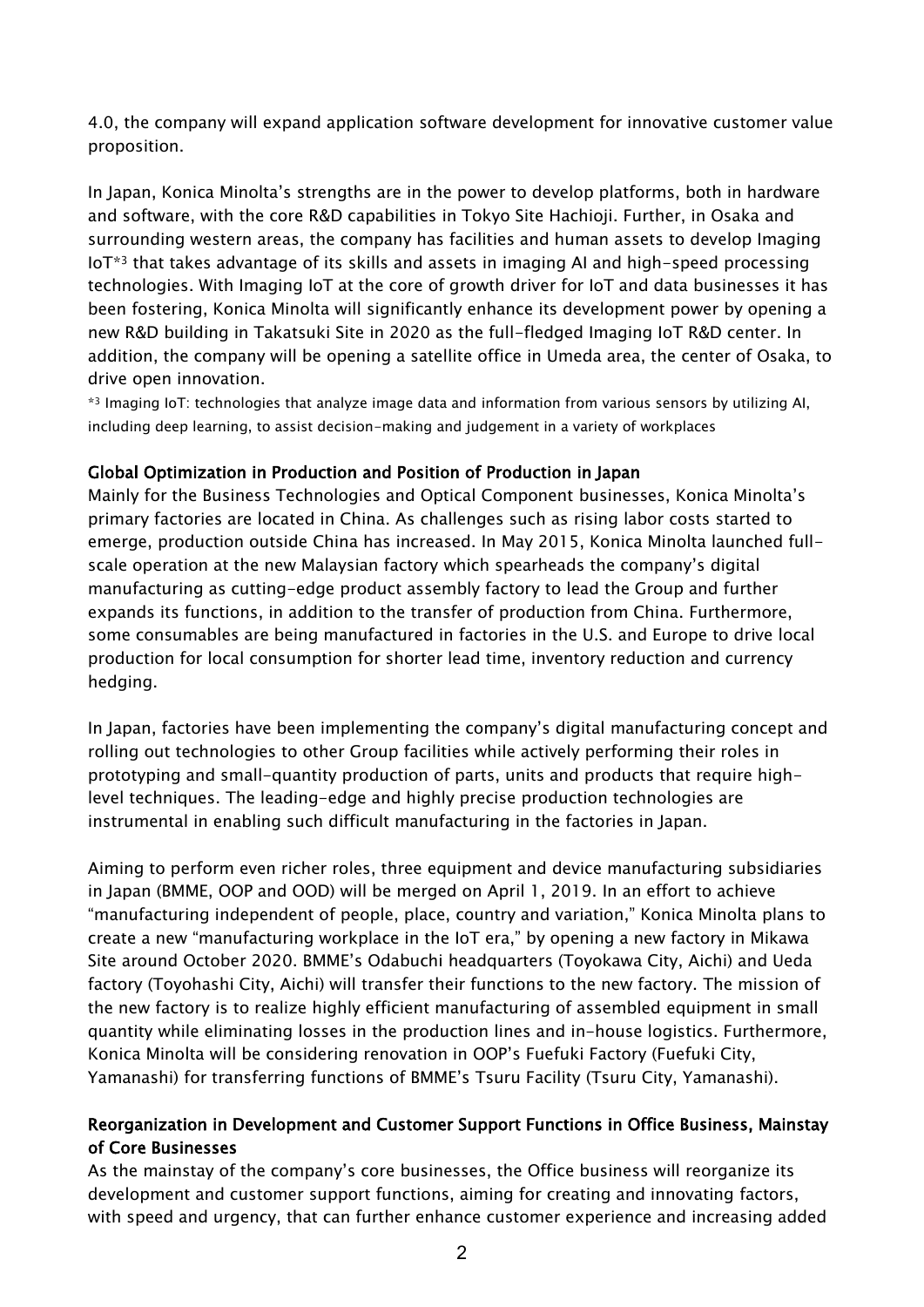4.0, the company will expand application software development for innovative customer value proposition.

In Japan, Konica Minolta's strengths are in the power to develop platforms, both in hardware and software, with the core R&D capabilities in Tokyo Site Hachioji. Further, in Osaka and surrounding western areas, the company has facilities and human assets to develop Imaging IoT*3 that takes advantage of its skills and assets in imaging AI and high-speed processing technologies. With Imaging IoT at the core of growth driver for IoT and data businesses it has been fostering, Konica Minolta will significantly enhance its development power by opening a new R&D building in Takatsuki Site in 2020 as the full-fledged Imaging IoT R&D center. In addition, the company will be opening a satellite office in Umeda area, the center of Osaka, to drive open innovation.

*3 Imaging IoT: technologies that analyze image data and information from various sensors by utilizing AI, including deep learning, to assist decision-making and judgement in a variety of workplaces

### Global Optimization in Production and Position of Production in Japan

Mainly for the Business Technologies and Optical Component businesses, Konica Minolta's primary factories are located in China. As challenges such as rising labor costs started to emerge, production outside China has increased. In May 2015, Konica Minolta launched full-scale operation at the new Malaysian factory which spearheads the company's digital manufacturing as cutting-edge product assembly factory to lead the Group and further expands its functions, in addition to the transfer of production from China. Furthermore, some consumables are being manufactured in factories in the U.S. and Europe to drive local production for local consumption for shorter lead time, inventory reduction and currency hedging.

In Japan, factories have been implementing the company's digital manufacturing concept and rolling out technologies to other Group facilities while actively performing their roles in prototyping and small-quantity production of parts, units and products that require high-level techniques. The leading-edge and highly precise production technologies are instrumental in enabling such difficult manufacturing in the factories in Japan.

Aiming to perform even richer roles, three equipment and device manufacturing subsidiaries in Japan (BMME, OOP and OOD) will be merged on April 1, 2019. In an effort to achieve "manufacturing independent of people, place, country and variation," Konica Minolta plans to create a new "manufacturing workplace in the IoT era," by opening a new factory in Mikawa Site around October 2020. BMME's Odabuchi headquarters (Toyokawa City, Aichi) and Ueda factory (Toyohashi City, Aichi) will transfer their functions to the new factory. The mission of the new factory is to realize highly efficient manufacturing of assembled equipment in small quantity while eliminating losses in the production lines and in-house logistics. Furthermore, Konica Minolta will be considering renovation in OOP's Fuefuki Factory (Fuefuki City, Yamanashi) for transferring functions of BMME's Tsuru Facility (Tsuru City, Yamanashi).

### Reorganization in Development and Customer Support Functions in Office Business, Mainstay of Core Businesses

As the mainstay of the company's core businesses, the Office business will reorganize its development and customer support functions, aiming for creating and innovating factors, with speed and urgency, that can further enhance customer experience and increasing added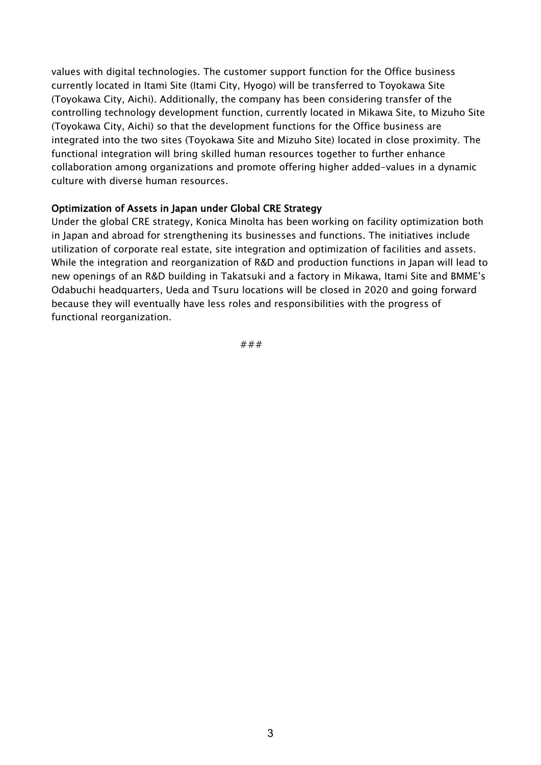values with digital technologies. The customer support function for the Office business currently located in Itami Site (Itami City, Hyogo) will be transferred to Toyokawa Site (Toyokawa City, Aichi). Additionally, the company has been considering transfer of the controlling technology development function, currently located in Mikawa Site, to Mizuho Site (Toyokawa City, Aichi) so that the development functions for the Office business are integrated into the two sites (Toyokawa Site and Mizuho Site) located in close proximity. The functional integration will bring skilled human resources together to further enhance collaboration among organizations and promote offering higher added-values in a dynamic culture with diverse human resources.

**Optimization of Assets in Japan under Global CRE Strategy**

Under the global CRE strategy, Konica Minolta has been working on facility optimization both in Japan and abroad for strengthening its businesses and functions. The initiatives include utilization of corporate real estate, site integration and optimization of facilities and assets. While the integration and reorganization of R&D and production functions in Japan will lead to new openings of an R&D building in Takatsuki and a factory in Mikawa, Itami Site and BMME's Odabuchi headquarters, Ueda and Tsuru locations will be closed in 2020 and going forward because they will eventually have less roles and responsibilities with the progress of functional reorganization.

###